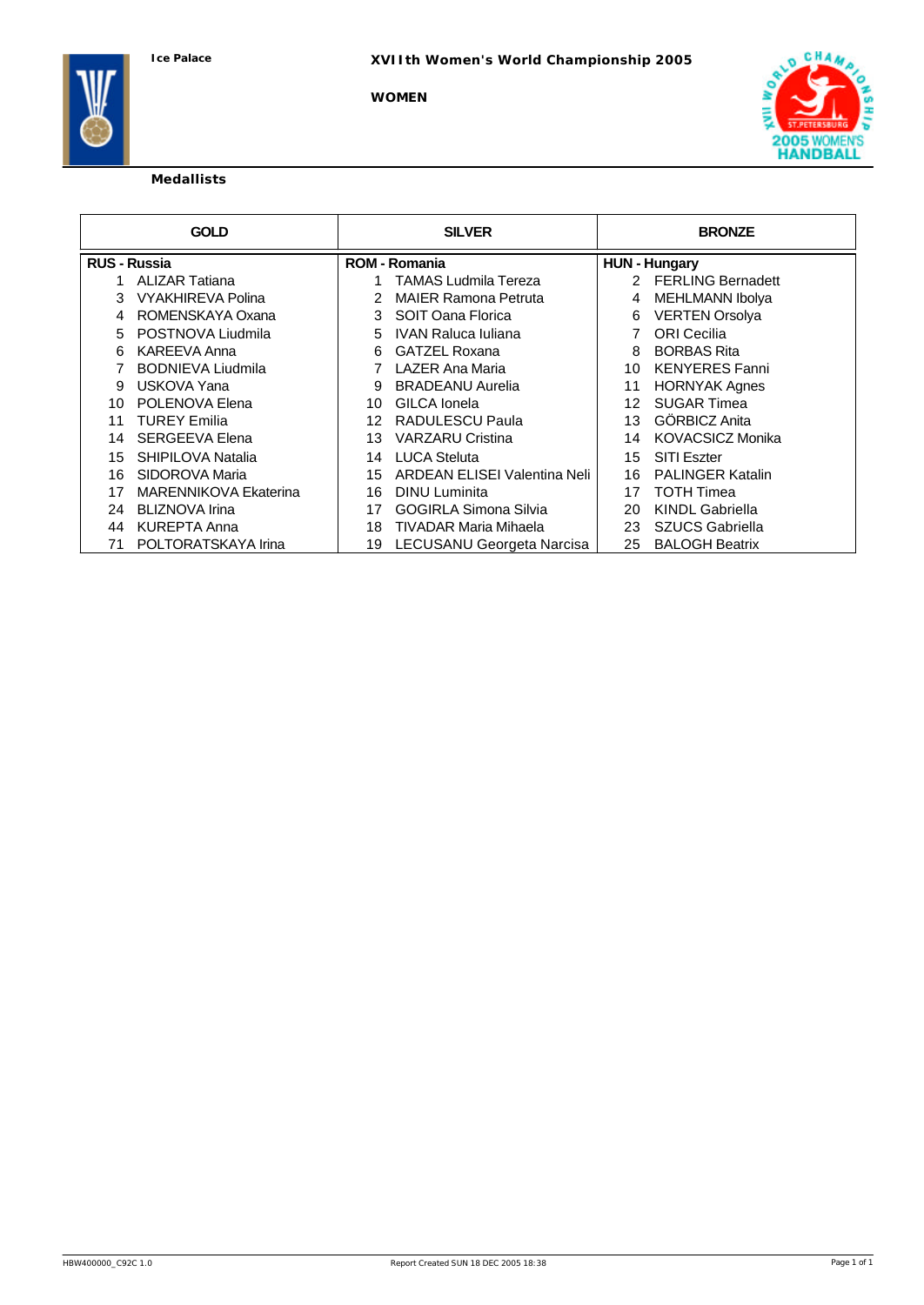Ice Palace

XVIIth Women's World Championship 2005

WOMEN

**Medallists**

| GOLD | | SILVER | | BRONZE | |
|---|---|---|---|---|---|
| **RUS - Russia** | | **ROM - Romania** | | **HUN - Hungary** | |
| 1 | ALIZAR Tatiana | 1 | TAMAS Ludmila Tereza | 2 | FERLING Bernadett |
| 3 | VYAKHIREVA Polina | 2 | MAIER Ramona Petruta | 4 | MEHLMANN Ibolya |
| 4 | ROMENSKAYA Oxana | 3 | SOIT Oana Florica | 6 | VERTEN Orsolya |
| 5 | POSTNOVA Liudmila | 5 | IVAN Raluca Iuliana | 7 | ORI Cecilia |
| 6 | KAREEVA Anna | 6 | GATZEL Roxana | 8 | BORBAS Rita |
| 7 | BODNIEVA Liudmila | 7 | LAZER Ana Maria | 10 | KENYERES Fanni |
| 9 | USKOVA Yana | 9 | BRADEANU Aurelia | 11 | HORNYAK Agnes |
| 10 | POLENOVA Elena | 10 | GILCA Ionela | 12 | SUGAR Timea |
| 11 | TUREY Emilia | 12 | RADULESCU Paula | 13 | GŐRBICZ Anita |
| 14 | SERGEEVA Elena | 13 | VARZARU Cristina | 14 | KOVACSICZ Monika |
| 15 | SHIPILOVA Natalia | 14 | LUCA Steluta | 15 | SITI Eszter |
| 16 | SIDOROVA Maria | 15 | ARDEAN ELISEI Valentina Neli | 16 | PALINGER Katalin |
| 17 | MARENNIKOVA Ekaterina | 16 | DINU Luminita | 17 | TOTH Timea |
| 24 | BLIZNOVA Irina | 17 | GOGIRLA Simona Silvia | 20 | KINDL Gabriella |
| 44 | KUREPTA Anna | 18 | TIVADAR Maria Mihaela | 23 | SZUCS Gabriella |
| 71 | POLTORATSKAYA Irina | 19 | LECUSANU Georgeta Narcisa | 25 | BALOGH Beatrix |

HBW400000_C92C 1.0 Report Created SUN 18 DEC 2005 18:38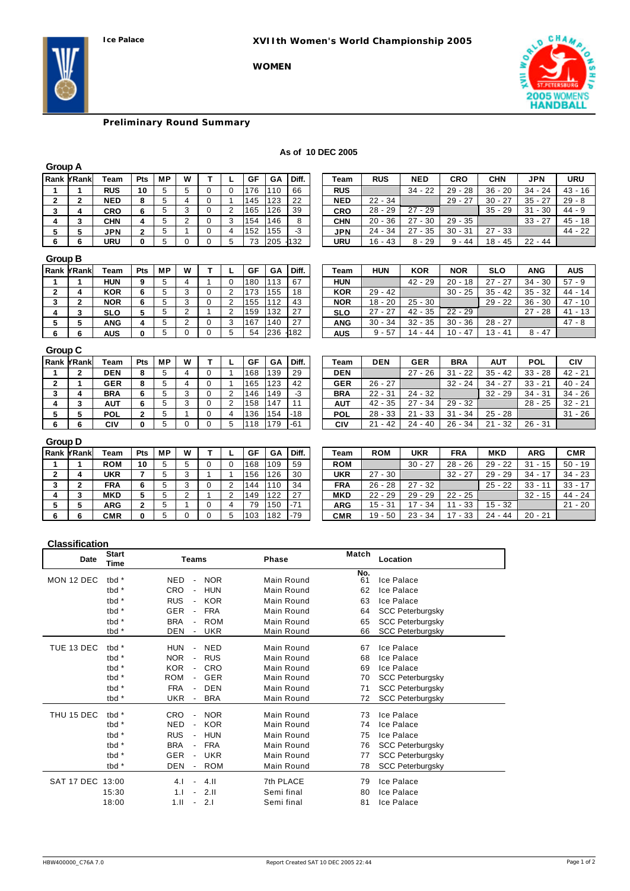Ice Palace

# XVIIth Women's World Championship 2005

**WOMEN**

## Preliminary Round Summary

**As of 10 DEC 2005**

### Group A

| Rank | YRank | Team | Pts | MP | W | T | L | GF | GA | Diff. |
|---|---|---|---|---|---|---|---|---|---|---|
| 1 | 1 | RUS | 10 | 5 | 5 | 0 | 0 | 176 | 110 | 66 |
| 2 | 2 | NED | 8 | 5 | 4 | 0 | 1 | 145 | 123 | 22 |
| 3 | 4 | CRO | 6 | 5 | 3 | 0 | 2 | 165 | 126 | 39 |
| 4 | 3 | CHN | 4 | 5 | 2 | 0 | 3 | 154 | 146 | 8 |
| 5 | 5 | JPN | 2 | 5 | 1 | 0 | 4 | 152 | 155 | -3 |
| 6 | 6 | URU | 0 | 5 | 0 | 0 | 5 | 73 | 205 | -132 |

| Team | RUS | NED | CRO | CHN | JPN | URU |
|---|---|---|---|---|---|---|
| RUS | | 34 - 22 | 29 - 28 | 36 - 20 | 34 - 24 | 43 - 16 |
| NED | 22 - 34 | | 29 - 27 | 30 - 27 | 35 - 27 | 29 - 8 |
| CRO | 28 - 29 | 27 - 29 | | 35 - 29 | 31 - 30 | 44 - 9 |
| CHN | 20 - 36 | 27 - 30 | 29 - 35 | | 33 - 27 | 45 - 18 |
| JPN | 24 - 34 | 27 - 35 | 30 - 31 | 27 - 33 | | 44 - 22 |
| URU | 16 - 43 | 8 - 29 | 9 - 44 | 18 - 45 | 22 - 44 | |

### Group B

| Rank | YRank | Team | Pts | MP | W | T | L | GF | GA | Diff. |
|---|---|---|---|---|---|---|---|---|---|---|
| 1 | 1 | HUN | 9 | 5 | 4 | 1 | 0 | 180 | 113 | 67 |
| 2 | 4 | KOR | 6 | 5 | 3 | 0 | 2 | 173 | 155 | 18 |
| 3 | 2 | NOR | 6 | 5 | 3 | 0 | 2 | 155 | 112 | 43 |
| 4 | 3 | SLO | 5 | 5 | 2 | 1 | 2 | 159 | 132 | 27 |
| 5 | 5 | ANG | 4 | 5 | 2 | 0 | 3 | 167 | 140 | 27 |
| 6 | 6 | AUS | 0 | 5 | 0 | 0 | 5 | 54 | 236 | -182 |

| Team | HUN | KOR | NOR | SLO | ANG | AUS |
|---|---|---|---|---|---|---|
| HUN | | 42 - 29 | 20 - 18 | 27 - 27 | 34 - 30 | 57 - 9 |
| KOR | 29 - 42 | | 30 - 25 | 35 - 42 | 35 - 32 | 44 - 14 |
| NOR | 18 - 20 | 25 - 30 | | 29 - 22 | 36 - 30 | 47 - 10 |
| SLO | 27 - 27 | 42 - 35 | 22 - 29 | | 27 - 28 | 41 - 13 |
| ANG | 30 - 34 | 32 - 35 | 30 - 36 | 28 - 27 | | 47 - 8 |
| AUS | 9 - 57 | 14 - 44 | 10 - 47 | 13 - 41 | 8 - 47 | |

### Group C

| Rank | YRank | Team | Pts | MP | W | T | L | GF | GA | Diff. |
|---|---|---|---|---|---|---|---|---|---|---|
| 1 | 2 | DEN | 8 | 5 | 4 | 0 | 1 | 168 | 139 | 29 |
| 2 | 1 | GER | 8 | 5 | 4 | 0 | 1 | 165 | 123 | 42 |
| 3 | 4 | BRA | 6 | 5 | 3 | 0 | 2 | 146 | 149 | -3 |
| 4 | 3 | AUT | 6 | 5 | 3 | 0 | 2 | 158 | 147 | 11 |
| 5 | 5 | POL | 2 | 5 | 1 | 0 | 4 | 136 | 154 | -18 |
| 6 | 6 | CIV | 0 | 5 | 0 | 0 | 5 | 118 | 179 | -61 |

| Team | DEN | GER | BRA | AUT | POL | CIV |
|---|---|---|---|---|---|---|
| DEN | | 27 - 26 | 31 - 22 | 35 - 42 | 33 - 28 | 42 - 21 |
| GER | 26 - 27 | | 32 - 24 | 34 - 27 | 33 - 21 | 40 - 24 |
| BRA | 22 - 31 | 24 - 32 | | 32 - 29 | 34 - 31 | 34 - 26 |
| AUT | 42 - 35 | 27 - 34 | 29 - 32 | | 28 - 25 | 32 - 21 |
| POL | 28 - 33 | 21 - 33 | 31 - 34 | 25 - 28 | | 31 - 26 |
| CIV | 21 - 42 | 24 - 40 | 26 - 34 | 21 - 32 | 26 - 31 | |

### Group D

| Rank | YRank | Team | Pts | MP | W | T | L | GF | GA | Diff. |
|---|---|---|---|---|---|---|---|---|---|---|
| 1 | 1 | ROM | 10 | 5 | 5 | 0 | 0 | 168 | 109 | 59 |
| 2 | 4 | UKR | 7 | 5 | 3 | 1 | 1 | 156 | 126 | 30 |
| 3 | 2 | FRA | 6 | 5 | 3 | 0 | 2 | 144 | 110 | 34 |
| 4 | 3 | MKD | 5 | 5 | 2 | 1 | 2 | 149 | 122 | 27 |
| 5 | 5 | ARG | 2 | 5 | 1 | 0 | 4 | 79 | 150 | -71 |
| 6 | 6 | CMR | 0 | 5 | 0 | 0 | 5 | 103 | 182 | -79 |

| Team | ROM | UKR | FRA | MKD | ARG | CMR |
|---|---|---|---|---|---|---|
| ROM | | 30 - 27 | 28 - 26 | 29 - 22 | 31 - 15 | 50 - 19 |
| UKR | 27 - 30 | | 32 - 27 | 29 - 29 | 34 - 17 | 34 - 23 |
| FRA | 26 - 28 | 27 - 32 | | 25 - 22 | 33 - 11 | 33 - 17 |
| MKD | 22 - 29 | 29 - 29 | 22 - 25 | | 32 - 15 | 44 - 24 |
| ARG | 15 - 31 | 17 - 34 | 11 - 33 | 15 - 32 | | 21 - 20 |
| CMR | 19 - 50 | 23 - 34 | 17 - 33 | 24 - 44 | 20 - 21 | |

### Classification

| Date | Start Time | Teams | Phase | Match No. | Location |
|---|---|---|---|---|---|
| MON 12 DEC | tbd * | NED - NOR | Main Round | 61 | Ice Palace |
| | tbd * | CRO - HUN | Main Round | 62 | Ice Palace |
| | tbd * | RUS - KOR | Main Round | 63 | Ice Palace |
| | tbd * | GER - FRA | Main Round | 64 | SCC Peterburgsky |
| | tbd * | BRA - ROM | Main Round | 65 | SCC Peterburgsky |
| | tbd * | DEN - UKR | Main Round | 66 | SCC Peterburgsky |
| TUE 13 DEC | tbd * | HUN - NED | Main Round | 67 | Ice Palace |
| | tbd * | NOR - RUS | Main Round | 68 | Ice Palace |
| | tbd * | KOR - CRO | Main Round | 69 | Ice Palace |
| | tbd * | ROM - GER | Main Round | 70 | SCC Peterburgsky |
| | tbd * | FRA - DEN | Main Round | 71 | SCC Peterburgsky |
| | tbd * | UKR - BRA | Main Round | 72 | SCC Peterburgsky |
| THU 15 DEC | tbd * | CRO - NOR | Main Round | 73 | Ice Palace |
| | tbd * | NED - KOR | Main Round | 74 | Ice Palace |
| | tbd * | RUS - HUN | Main Round | 75 | Ice Palace |
| | tbd * | BRA - FRA | Main Round | 76 | SCC Peterburgsky |
| | tbd * | GER - UKR | Main Round | 77 | SCC Peterburgsky |
| | tbd * | DEN - ROM | Main Round | 78 | SCC Peterburgsky |
| SAT 17 DEC | 13:00 | 4.I - 4.II | 7th PLACE | 79 | Ice Palace |
| | 15:30 | 1.I - 2.II | Semi final | 80 | Ice Palace |
| | 18:00 | 1.II - 2.I | Semi final | 81 | Ice Palace |

HBW400000_C76A 7.0 — Report Created SAT 10 DEC 2005 22:44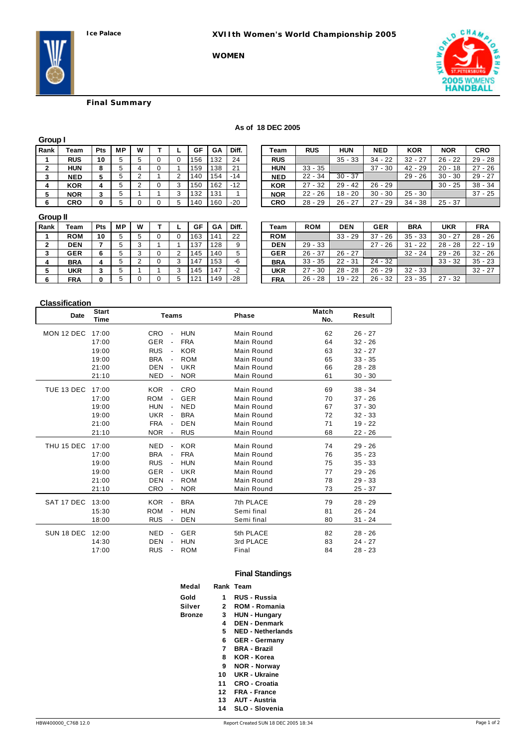Ice Palace

# XVIIth Women's World Championship 2005

## WOMEN

### Final Summary

**As of 18 DEC 2005**

**Group I**

| Rank | Team | Pts | MP | W | T | L | GF | GA | Diff. |
|---|---|---|---|---|---|---|---|---|---|
| 1 | RUS | 10 | 5 | 5 | 0 | 0 | 156 | 132 | 24 |
| 2 | HUN | 8 | 5 | 4 | 0 | 1 | 159 | 138 | 21 |
| 3 | NED | 5 | 5 | 2 | 1 | 2 | 140 | 154 | -14 |
| 4 | KOR | 4 | 5 | 2 | 0 | 3 | 150 | 162 | -12 |
| 5 | NOR | 3 | 5 | 1 | 1 | 3 | 132 | 131 | 1 |
| 6 | CRO | 0 | 5 | 0 | 0 | 5 | 140 | 160 | -20 |

| Team | RUS | HUN | NED | KOR | NOR | CRO |
|---|---|---|---|---|---|---|
| RUS | | 35 - 33 | 34 - 22 | 32 - 27 | 26 - 22 | 29 - 28 |
| HUN | 33 - 35 | | 37 - 30 | 42 - 29 | 20 - 18 | 27 - 26 |
| NED | 22 - 34 | 30 - 37 | | 29 - 26 | 30 - 30 | 29 - 27 |
| KOR | 27 - 32 | 29 - 42 | 26 - 29 | | 30 - 25 | 38 - 34 |
| NOR | 22 - 26 | 18 - 20 | 30 - 30 | 25 - 30 | | 37 - 25 |
| CRO | 28 - 29 | 26 - 27 | 27 - 29 | 34 - 38 | 25 - 37 | |

**Group II**

| Rank | Team | Pts | MP | W | T | L | GF | GA | Diff. |
|---|---|---|---|---|---|---|---|---|---|
| 1 | ROM | 10 | 5 | 5 | 0 | 0 | 163 | 141 | 22 |
| 2 | DEN | 7 | 5 | 3 | 1 | 1 | 137 | 128 | 9 |
| 3 | GER | 6 | 5 | 3 | 0 | 2 | 145 | 140 | 5 |
| 4 | BRA | 4 | 5 | 2 | 0 | 3 | 147 | 153 | -6 |
| 5 | UKR | 3 | 5 | 1 | 1 | 3 | 145 | 147 | -2 |
| 6 | FRA | 0 | 5 | 0 | 0 | 5 | 121 | 149 | -28 |

| Team | ROM | DEN | GER | BRA | UKR | FRA |
|---|---|---|---|---|---|---|
| ROM | | 33 - 29 | 37 - 26 | 35 - 33 | 30 - 27 | 28 - 26 |
| DEN | 29 - 33 | | 27 - 26 | 31 - 22 | 28 - 28 | 22 - 19 |
| GER | 26 - 37 | 26 - 27 | | 32 - 24 | 29 - 26 | 32 - 26 |
| BRA | 33 - 35 | 22 - 31 | 24 - 32 | | 33 - 32 | 35 - 23 |
| UKR | 27 - 30 | 28 - 28 | 26 - 29 | 32 - 33 | | 32 - 27 |
| FRA | 26 - 28 | 19 - 22 | 26 - 32 | 23 - 35 | 27 - 32 | |

**Classification**

| Date | Start Time | Teams | Phase | Match No. | Result |
|---|---|---|---|---|---|
| MON 12 DEC | 17:00 | CRO - HUN | Main Round | 62 | 26 - 27 |
| | 17:00 | GER - FRA | Main Round | 64 | 32 - 26 |
| | 19:00 | RUS - KOR | Main Round | 63 | 32 - 27 |
| | 19:00 | BRA - ROM | Main Round | 65 | 33 - 35 |
| | 21:00 | DEN - UKR | Main Round | 66 | 28 - 28 |
| | 21:10 | NED - NOR | Main Round | 61 | 30 - 30 |
| TUE 13 DEC | 17:00 | KOR - CRO | Main Round | 69 | 38 - 34 |
| | 17:00 | ROM - GER | Main Round | 70 | 37 - 26 |
| | 19:00 | HUN - NED | Main Round | 67 | 37 - 30 |
| | 19:00 | UKR - BRA | Main Round | 72 | 32 - 33 |
| | 21:00 | FRA - DEN | Main Round | 71 | 19 - 22 |
| | 21:10 | NOR - RUS | Main Round | 68 | 22 - 26 |
| THU 15 DEC | 17:00 | NED - KOR | Main Round | 74 | 29 - 26 |
| | 17:00 | BRA - FRA | Main Round | 76 | 35 - 23 |
| | 19:00 | RUS - HUN | Main Round | 75 | 35 - 33 |
| | 19:00 | GER - UKR | Main Round | 77 | 29 - 26 |
| | 21:00 | DEN - ROM | Main Round | 78 | 29 - 33 |
| | 21:10 | CRO - NOR | Main Round | 73 | 25 - 37 |
| SAT 17 DEC | 13:00 | KOR - BRA | 7th PLACE | 79 | 28 - 29 |
| | 15:30 | ROM - HUN | Semi final | 81 | 26 - 24 |
| | 18:00 | RUS - DEN | Semi final | 80 | 31 - 24 |
| SUN 18 DEC | 12:00 | NED - GER | 5th PLACE | 82 | 28 - 26 |
| | 14:30 | DEN - HUN | 3rd PLACE | 83 | 24 - 27 |
| | 17:00 | RUS - ROM | Final | 84 | 28 - 23 |

**Final Standings**

| Medal | Rank | Team |
|---|---|---|
| Gold | 1 | RUS - Russia |
| Silver | 2 | ROM - Romania |
| Bronze | 3 | HUN - Hungary |
| | 4 | DEN - Denmark |
| | 5 | NED - Netherlands |
| | 6 | GER - Germany |
| | 7 | BRA - Brazil |
| | 8 | KOR - Korea |
| | 9 | NOR - Norway |
| | 10 | UKR - Ukraine |
| | 11 | CRO - Croatia |
| | 12 | FRA - France |
| | 13 | AUT - Austria |
| | 14 | SLO - Slovenia |

HBW400000_C76B 12.0 Report Created SUN 18 DEC 2005 18:34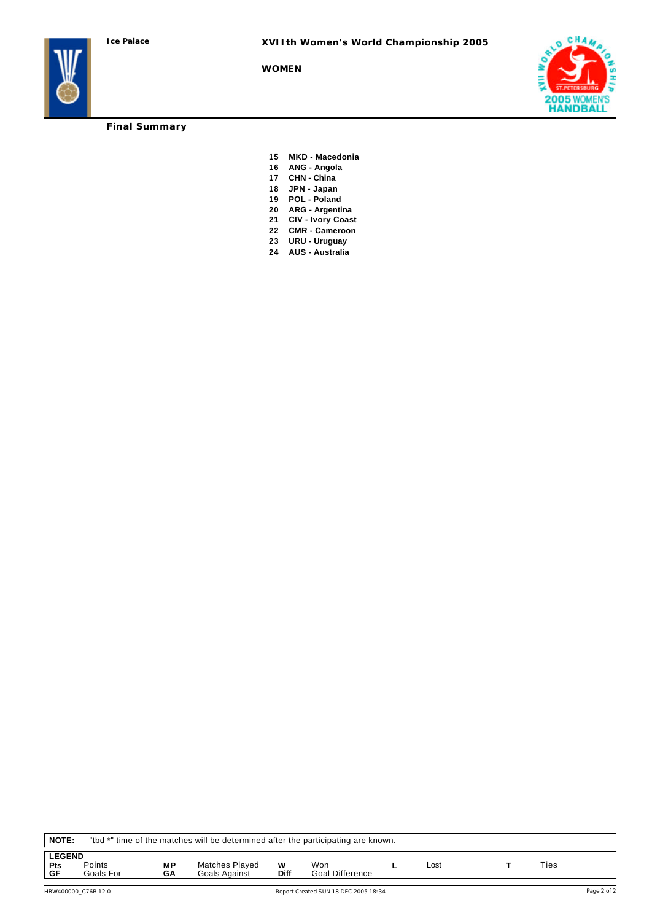Ice Palace

# XVIIth Women's World Championship 2005

## WOMEN

### Final Summary

| | |
|---|---|
| 15 | MKD - Macedonia |
| 16 | ANG - Angola |
| 17 | CHN - China |
| 18 | JPN - Japan |
| 19 | POL - Poland |
| 20 | ARG - Argentina |
| 21 | CIV - Ivory Coast |
| 22 | CMR - Cameroon |
| 23 | URU - Uruguay |
| 24 | AUS - Australia |

**NOTE:** "tbd *" time of the matches will be determined after the participating are known.

**LEGEND**

| | | | | | | | | | | | |
|---|---|---|---|---|---|---|---|---|---|---|---|
| Pts | Points | MP | Matches Played | W | Won | L | Lost | T | Ties | | |
| GF | Goals For | GA | Goals Against | Diff | Goal Difference | | | | | | |

HBW400000_C76B 12.0

Report Created SUN 18 DEC 2005 18:34